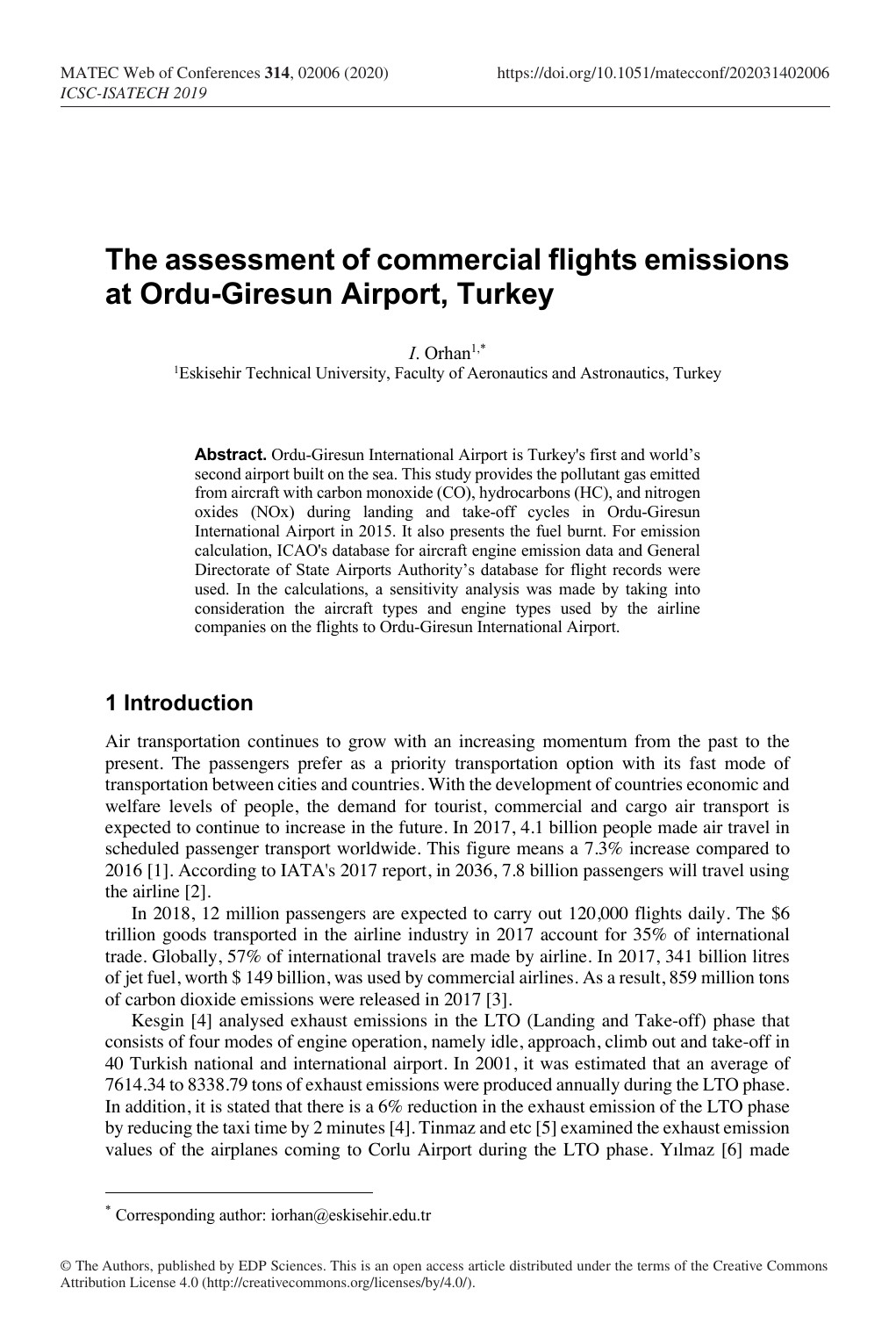# The assessment of commercial flights emissions at Ordu-Giresun Airport, Turkey

*I.* Orhan[1,*]

[1]Eskisehir Technical University, Faculty of Aeronautics and Astronautics, Turkey

**Abstract.** Ordu-Giresun International Airport is Turkey's first and world's second airport built on the sea. This study provides the pollutant gas emitted from aircraft with carbon monoxide (CO), hydrocarbons (HC), and nitrogen oxides (NOx) during landing and take-off cycles in Ordu-Giresun International Airport in 2015. It also presents the fuel burnt. For emission calculation, ICAO's database for aircraft engine emission data and General Directorate of State Airports Authority's database for flight records were used. In the calculations, a sensitivity analysis was made by taking into consideration the aircraft types and engine types used by the airline companies on the flights to Ordu-Giresun International Airport.

## 1 Introduction

Air transportation continues to grow with an increasing momentum from the past to the present. The passengers prefer as a priority transportation option with its fast mode of transportation between cities and countries. With the development of countries economic and welfare levels of people, the demand for tourist, commercial and cargo air transport is expected to continue to increase in the future. In 2017, 4.1 billion people made air travel in scheduled passenger transport worldwide. This figure means a 7.3% increase compared to 2016 [1]. According to IATA's 2017 report, in 2036, 7.8 billion passengers will travel using the airline [2].

In 2018, 12 million passengers are expected to carry out 120,000 flights daily. The $6 trillion goods transported in the airline industry in 2017 account for 35% of international trade. Globally, 57% of international travels are made by airline. In 2017, 341 billion litres of jet fuel, worth $ 149 billion, was used by commercial airlines. As a result, 859 million tons of carbon dioxide emissions were released in 2017 [3].

Kesgin [4] analysed exhaust emissions in the LTO (Landing and Take-off) phase that consists of four modes of engine operation, namely idle, approach, climb out and take-off in 40 Turkish national and international airport. In 2001, it was estimated that an average of 7614.34 to 8338.79 tons of exhaust emissions were produced annually during the LTO phase. In addition, it is stated that there is a 6% reduction in the exhaust emission of the LTO phase by reducing the taxi time by 2 minutes [4]. Tinmaz and etc [5] examined the exhaust emission values of the airplanes coming to Corlu Airport during the LTO phase. Yılmaz [6] made

---

* Corresponding author: iorhan@eskisehir.edu.tr

© The Authors, published by EDP Sciences. This is an open access article distributed under the terms of the Creative Commons Attribution License 4.0 (http://creativecommons.org/licenses/by/4.0/).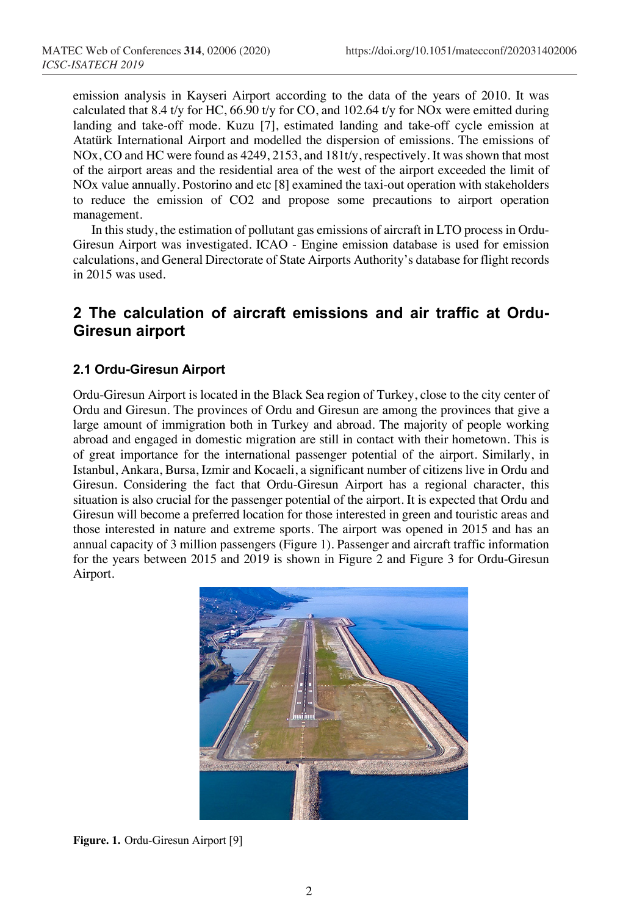emission analysis in Kayseri Airport according to the data of the years of 2010. It was calculated that 8.4 t/y for HC, 66.90 t/y for CO, and 102.64 t/y for NOx were emitted during landing and take-off mode. Kuzu [7], estimated landing and take-off cycle emission at Atatürk International Airport and modelled the dispersion of emissions. The emissions of NOx, CO and HC were found as 4249, 2153, and 181t/y, respectively. It was shown that most of the airport areas and the residential area of the west of the airport exceeded the limit of NOx value annually. Postorino and etc [8] examined the taxi-out operation with stakeholders to reduce the emission of CO2 and propose some precautions to airport operation management.

In this study, the estimation of pollutant gas emissions of aircraft in LTO process in Ordu-Giresun Airport was investigated. ICAO - Engine emission database is used for emission calculations, and General Directorate of State Airports Authority's database for flight records in 2015 was used.

## 2 The calculation of aircraft emissions and air traffic at Ordu-Giresun airport

### 2.1 Ordu-Giresun Airport

Ordu-Giresun Airport is located in the Black Sea region of Turkey, close to the city center of Ordu and Giresun. The provinces of Ordu and Giresun are among the provinces that give a large amount of immigration both in Turkey and abroad. The majority of people working abroad and engaged in domestic migration are still in contact with their hometown. This is of great importance for the international passenger potential of the airport. Similarly, in Istanbul, Ankara, Bursa, Izmir and Kocaeli, a significant number of citizens live in Ordu and Giresun. Considering the fact that Ordu-Giresun Airport has a regional character, this situation is also crucial for the passenger potential of the airport. It is expected that Ordu and Giresun will become a preferred location for those interested in green and touristic areas and those interested in nature and extreme sports. The airport was opened in 2015 and has an annual capacity of 3 million passengers (Figure 1). Passenger and aircraft traffic information for the years between 2015 and 2019 is shown in Figure 2 and Figure 3 for Ordu-Giresun Airport.

**Figure. 1.** Ordu-Giresun Airport [9]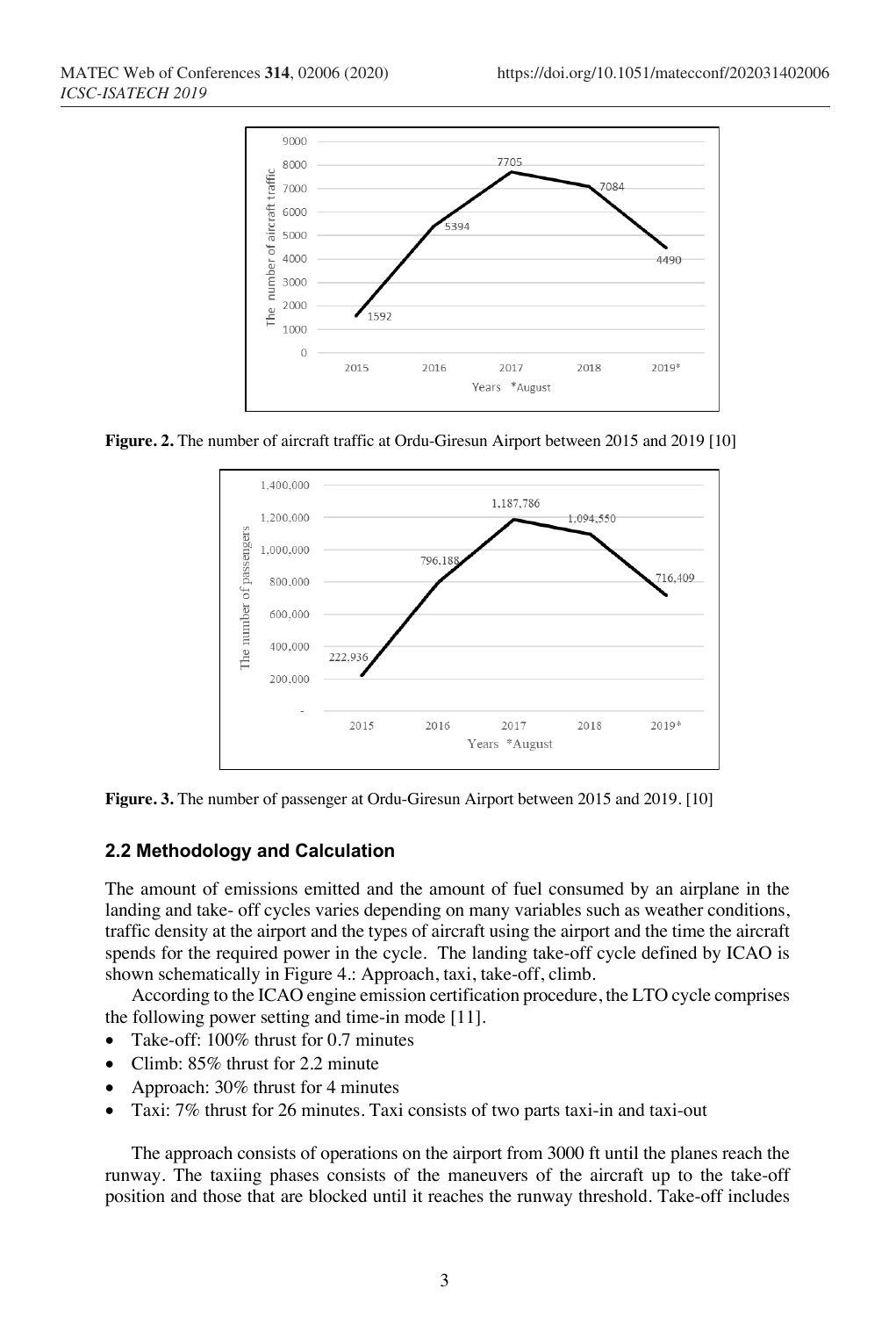**Figure. 2.** The number of aircraft traffic at Ordu-Giresun Airport between 2015 and 2019 [10]

**Figure. 3.** The number of passenger at Ordu-Giresun Airport between 2015 and 2019. [10]

### 2.2 Methodology and Calculation

The amount of emissions emitted and the amount of fuel consumed by an airplane in the landing and take- off cycles varies depending on many variables such as weather conditions, traffic density at the airport and the types of aircraft using the airport and the time the aircraft spends for the required power in the cycle. The landing take-off cycle defined by ICAO is shown schematically in Figure 4.: Approach, taxi, take-off, climb.

According to the ICAO engine emission certification procedure, the LTO cycle comprises the following power setting and time-in mode [11].

- Take-off: 100% thrust for 0.7 minutes
- Climb: 85% thrust for 2.2 minute
- Approach: 30% thrust for 4 minutes
- Taxi: 7% thrust for 26 minutes. Taxi consists of two parts taxi-in and taxi-out

The approach consists of operations on the airport from 3000 ft until the planes reach the runway. The taxiing phases consists of the maneuvers of the aircraft up to the take-off position and those that are blocked until it reaches the runway threshold. Take-off includes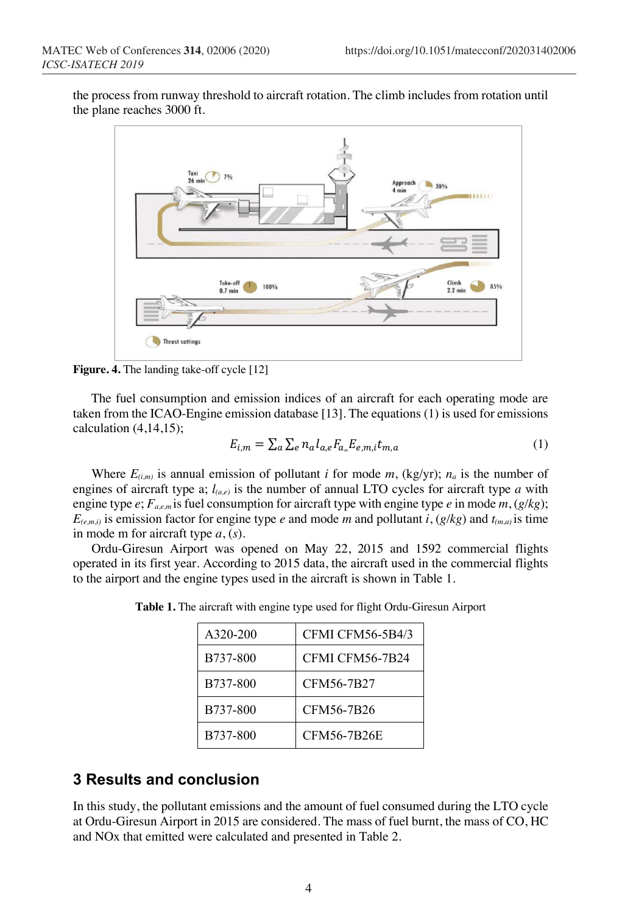the process from runway threshold to aircraft rotation. The climb includes from rotation until the plane reaches 3000 ft.

**Figure. 4.** The landing take-off cycle [12]

The fuel consumption and emission indices of an aircraft for each operating mode are taken from the ICAO-Engine emission database [13]. The equations (1) is used for emissions calculation (4,14,15);

$$E_{i,m} = \sum_a \sum_e n_a l_{a,e} F_{a,,} E_{e,m,i} t_{m,a} \tag{1}$$

Where $E_{(i,m)}$ is annual emission of pollutant $i$ for mode $m$, (kg/yr); $n_a$ is the number of engines of aircraft type a; $l_{(a,e)}$ is the number of annual LTO cycles for aircraft type $a$ with engine type $e$; $F_{a,e,m}$ is fuel consumption for aircraft type with engine type $e$ in mode $m$, ($g/kg$); $E_{(e,m,i)}$ is emission factor for engine type $e$ and mode $m$ and pollutant $i$, ($g/kg$) and $t_{(m,a)}$ is time in mode m for aircraft type $a$, ($s$).

Ordu-Giresun Airport was opened on May 22, 2015 and 1592 commercial flights operated in its first year. According to 2015 data, the aircraft used in the commercial flights to the airport and the engine types used in the aircraft is shown in Table 1.

**Table 1.** The aircraft with engine type used for flight Ordu-Giresun Airport

| | |
|---|---|
| A320-200 | CFMI CFM56-5B4/3 |
| B737-800 | CFMI CFM56-7B24 |
| B737-800 | CFM56-7B27 |
| B737-800 | CFM56-7B26 |
| B737-800 | CFM56-7B26E |

## 3 Results and conclusion

In this study, the pollutant emissions and the amount of fuel consumed during the LTO cycle at Ordu-Giresun Airport in 2015 are considered. The mass of fuel burnt, the mass of CO, HC and NOx that emitted were calculated and presented in Table 2.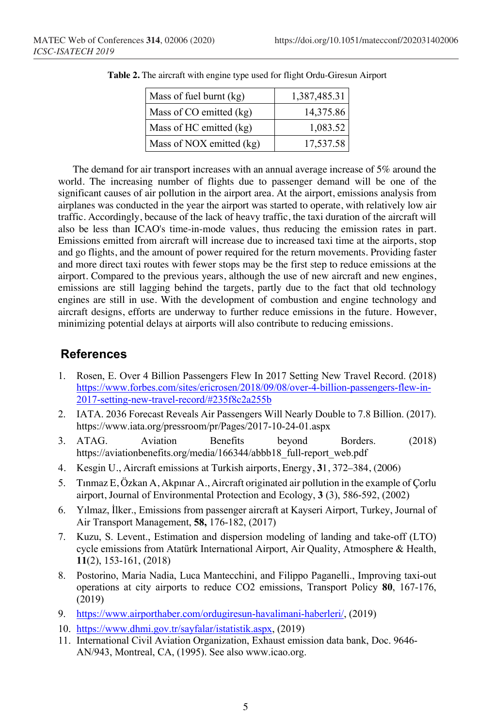**Table 2.** The aircraft with engine type used for flight Ordu-Giresun Airport

| | |
|---|---|
| Mass of fuel burnt (kg) | 1,387,485.31 |
| Mass of CO emitted (kg) | 14,375.86 |
| Mass of HC emitted (kg) | 1,083.52 |
| Mass of NOX emitted (kg) | 17,537.58 |

The demand for air transport increases with an annual average increase of 5% around the world. The increasing number of flights due to passenger demand will be one of the significant causes of air pollution in the airport area. At the airport, emissions analysis from airplanes was conducted in the year the airport was started to operate, with relatively low air traffic. Accordingly, because of the lack of heavy traffic, the taxi duration of the aircraft will also be less than ICAO's time-in-mode values, thus reducing the emission rates in part. Emissions emitted from aircraft will increase due to increased taxi time at the airports, stop and go flights, and the amount of power required for the return movements. Providing faster and more direct taxi routes with fewer stops may be the first step to reduce emissions at the airport. Compared to the previous years, although the use of new aircraft and new engines, emissions are still lagging behind the targets, partly due to the fact that old technology engines are still in use. With the development of combustion and engine technology and aircraft designs, efforts are underway to further reduce emissions in the future. However, minimizing potential delays at airports will also contribute to reducing emissions.

## References

1. Rosen, E. Over 4 Billion Passengers Flew In 2017 Setting New Travel Record. (2018) https://www.forbes.com/sites/ericrosen/2018/09/08/over-4-billion-passengers-flew-in-2017-setting-new-travel-record/#235f8c2a255b
2. IATA. 2036 Forecast Reveals Air Passengers Will Nearly Double to 7.8 Billion. (2017). https://www.iata.org/pressroom/pr/Pages/2017-10-24-01.aspx
3. ATAG. Aviation Benefits beyond Borders. (2018) https://aviationbenefits.org/media/166344/abbb18_full-report_web.pdf
4. Kesgin U., Aircraft emissions at Turkish airports, Energy, **31**, 372–384, (2006)
5. Tınmaz E, Özkan A, Akpınar A., Aircraft originated air pollution in the example of Çorlu airport, Journal of Environmental Protection and Ecology, **3** (3), 586-592, (2002)
6. Yılmaz, İlker., Emissions from passenger aircraft at Kayseri Airport, Turkey, Journal of Air Transport Management, **58,** 176-182, (2017)
7. Kuzu, S. Levent., Estimation and dispersion modeling of landing and take-off (LTO) cycle emissions from Atatürk International Airport, Air Quality, Atmosphere & Health, **11**(2), 153-161, (2018)
8. Postorino, Maria Nadia, Luca Mantecchini, and Filippo Paganelli., Improving taxi-out operations at city airports to reduce CO2 emissions, Transport Policy **80**, 167-176, (2019)
9. https://www.airporthaber.com/ordugiresun-havalimani-haberleri/, (2019)
10. https://www.dhmi.gov.tr/sayfalar/istatistik.aspx, (2019)
11. International Civil Aviation Organization, Exhaust emission data bank, Doc. 9646-AN/943, Montreal, CA, (1995). See also www.icao.org.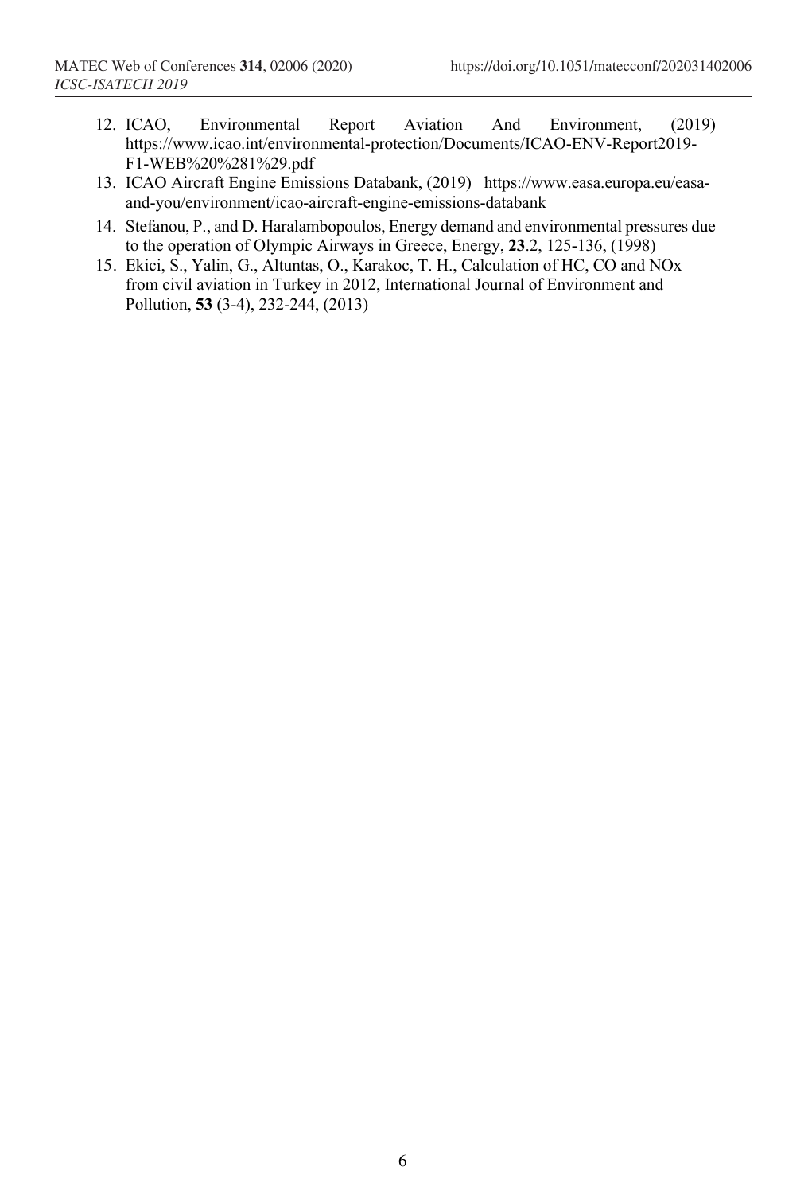12. ICAO, Environmental Report Aviation And Environment, (2019) https://www.icao.int/environmental-protection/Documents/ICAO-ENV-Report2019-F1-WEB%20%281%29.pdf
13. ICAO Aircraft Engine Emissions Databank, (2019) https://www.easa.europa.eu/easa-and-you/environment/icao-aircraft-engine-emissions-databank
14. Stefanou, P., and D. Haralambopoulos, Energy demand and environmental pressures due to the operation of Olympic Airways in Greece, Energy, **23**.2, 125-136, (1998)
15. Ekici, S., Yalin, G., Altuntas, O., Karakoc, T. H., Calculation of HC, CO and NOx from civil aviation in Turkey in 2012, International Journal of Environment and Pollution, **53** (3-4), 232-244, (2013)